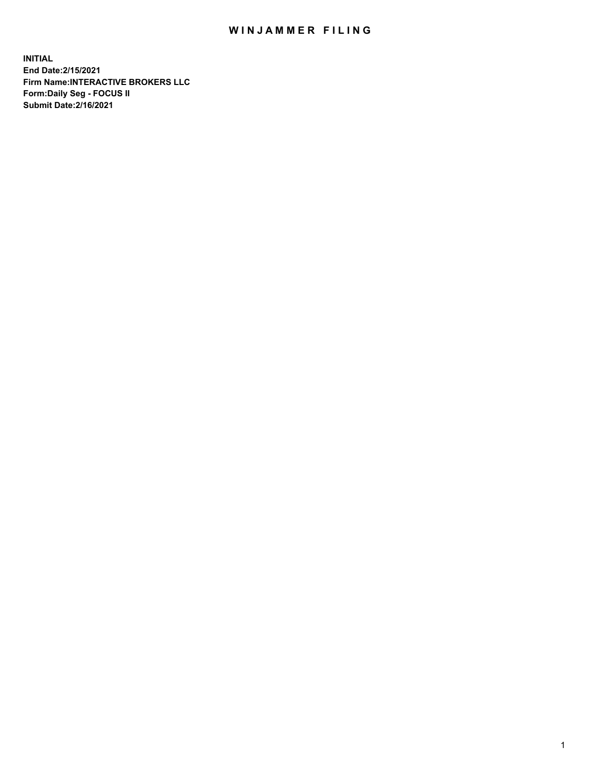# WINJAMMER FILING

**INITIAL**
**End Date:2/15/2021**
**Firm Name:INTERACTIVE BROKERS LLC**
**Form:Daily Seg - FOCUS II**
**Submit Date:2/16/2021**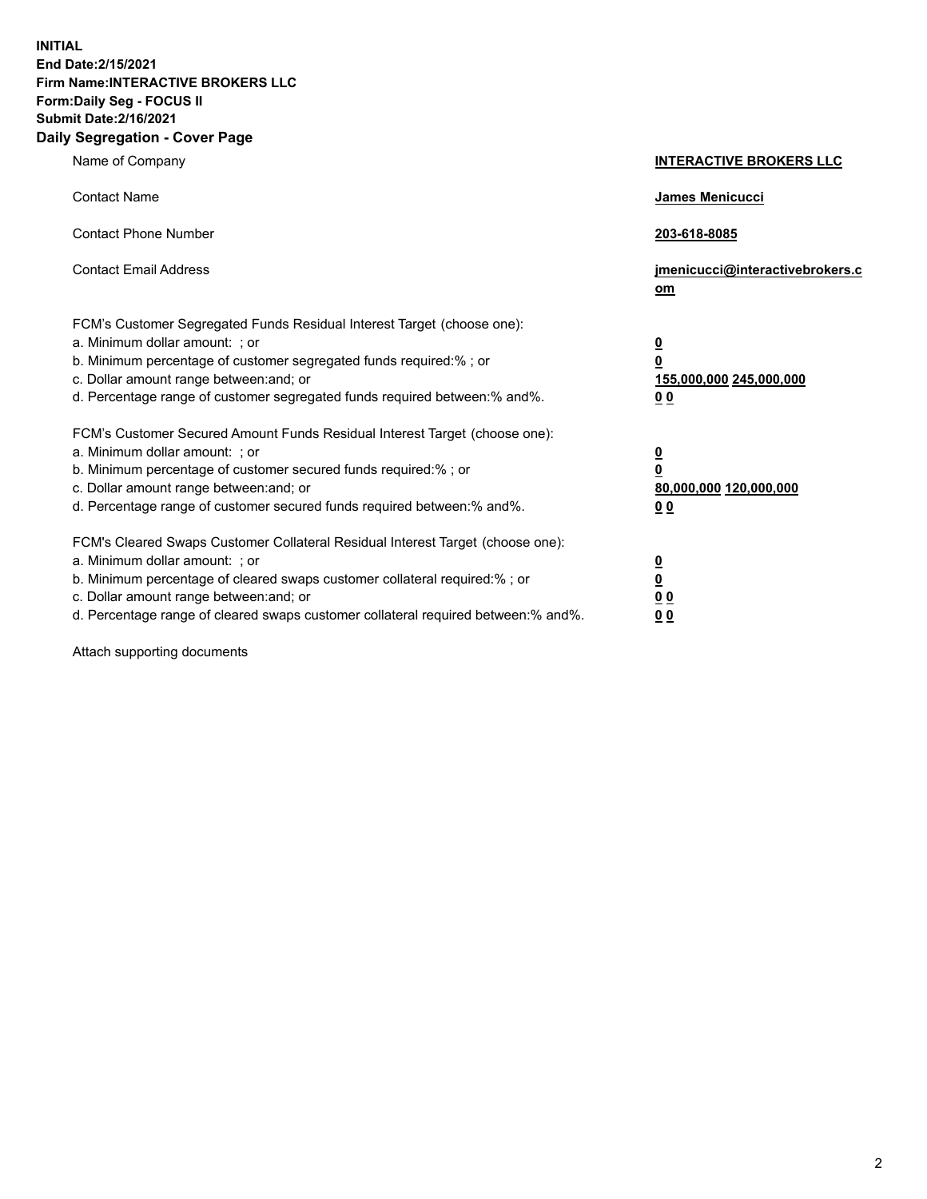**INITIAL**
**End Date:2/15/2021**
**Firm Name:INTERACTIVE BROKERS LLC**
**Form:Daily Seg - FOCUS II**
**Submit Date:2/16/2021**
**Daily Segregation - Cover Page**

| | |
|---|---|
| Name of Company | **INTERACTIVE BROKERS LLC** |
| Contact Name | **James Menicucci** |
| Contact Phone Number | **203-618-8085** |
| Contact Email Address | **jmenicucci@interactivebrokers.com** |
| FCM's Customer Segregated Funds Residual Interest Target (choose one): | |
| a. Minimum dollar amount: ; or | **0** |
| b. Minimum percentage of customer segregated funds required:% ; or | **0** |
| c. Dollar amount range between:and; or | **155,000,000 245,000,000** |
| d. Percentage range of customer segregated funds required between:% and%. | **0 0** |
| FCM's Customer Secured Amount Funds Residual Interest Target (choose one): | |
| a. Minimum dollar amount: ; or | **0** |
| b. Minimum percentage of customer secured funds required:% ; or | **0** |
| c. Dollar amount range between:and; or | **80,000,000 120,000,000** |
| d. Percentage range of customer secured funds required between:% and%. | **0 0** |
| FCM's Cleared Swaps Customer Collateral Residual Interest Target (choose one): | |
| a. Minimum dollar amount: ; or | **0** |
| b. Minimum percentage of cleared swaps customer collateral required:% ; or | **0** |
| c. Dollar amount range between:and; or | **0 0** |
| d. Percentage range of cleared swaps customer collateral required between:% and%. | **0 0** |

Attach supporting documents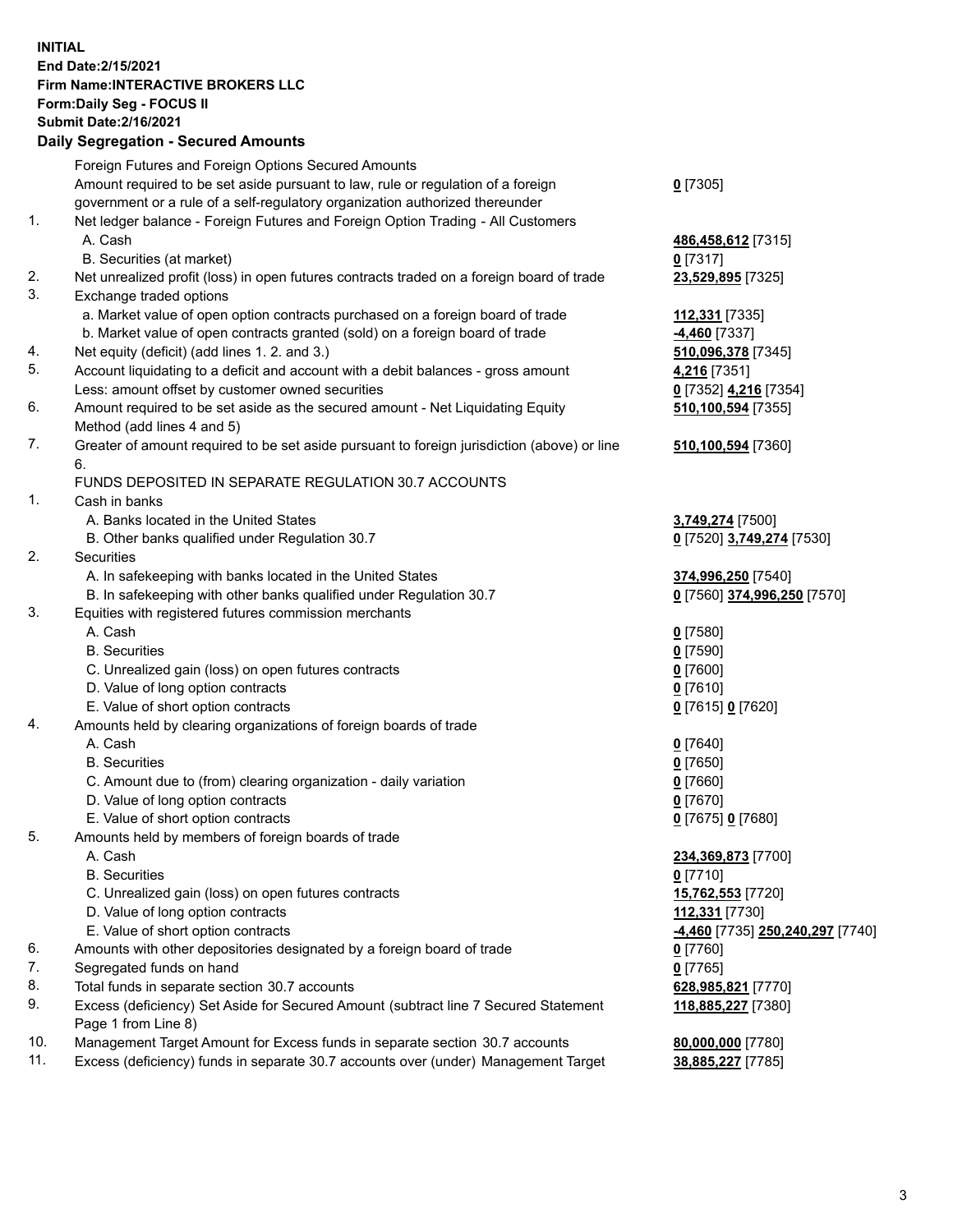**INITIAL**
**End Date:2/15/2021**
**Firm Name:INTERACTIVE BROKERS LLC**
**Form:Daily Seg - FOCUS II**
**Submit Date:2/16/2021**

**Daily Segregation - Secured Amounts**

| | | |
|---|---|---|
| | Foreign Futures and Foreign Options Secured Amounts | |
| | Amount required to be set aside pursuant to law, rule or regulation of a foreign government or a rule of a self-regulatory organization authorized thereunder | **0** [7305] |
| 1. | Net ledger balance - Foreign Futures and Foreign Option Trading - All Customers | |
| | A. Cash | **486,458,612** [7315] |
| | B. Securities (at market) | **0** [7317] |
| 2. | Net unrealized profit (loss) in open futures contracts traded on a foreign board of trade | **23,529,895** [7325] |
| 3. | Exchange traded options | |
| | a. Market value of open option contracts purchased on a foreign board of trade | **112,331** [7335] |
| | b. Market value of open contracts granted (sold) on a foreign board of trade | **-4,460** [7337] |
| 4. | Net equity (deficit) (add lines 1. 2. and 3.) | **510,096,378** [7345] |
| 5. | Account liquidating to a deficit and account with a debit balances - gross amount | **4,216** [7351] |
| | Less: amount offset by customer owned securities | **0** [7352] **4,216** [7354] |
| 6. | Amount required to be set aside as the secured amount - Net Liquidating Equity Method (add lines 4 and 5) | **510,100,594** [7355] |
| 7. | Greater of amount required to be set aside pursuant to foreign jurisdiction (above) or line 6. | **510,100,594** [7360] |
| | FUNDS DEPOSITED IN SEPARATE REGULATION 30.7 ACCOUNTS | |
| 1. | Cash in banks | |
| | A. Banks located in the United States | **3,749,274** [7500] |
| | B. Other banks qualified under Regulation 30.7 | **0** [7520] **3,749,274** [7530] |
| 2. | Securities | |
| | A. In safekeeping with banks located in the United States | **374,996,250** [7540] |
| | B. In safekeeping with other banks qualified under Regulation 30.7 | **0** [7560] **374,996,250** [7570] |
| 3. | Equities with registered futures commission merchants | |
| | A. Cash | **0** [7580] |
| | B. Securities | **0** [7590] |
| | C. Unrealized gain (loss) on open futures contracts | **0** [7600] |
| | D. Value of long option contracts | **0** [7610] |
| | E. Value of short option contracts | **0** [7615] **0** [7620] |
| 4. | Amounts held by clearing organizations of foreign boards of trade | |
| | A. Cash | **0** [7640] |
| | B. Securities | **0** [7650] |
| | C. Amount due to (from) clearing organization - daily variation | **0** [7660] |
| | D. Value of long option contracts | **0** [7670] |
| | E. Value of short option contracts | **0** [7675] **0** [7680] |
| 5. | Amounts held by members of foreign boards of trade | |
| | A. Cash | **234,369,873** [7700] |
| | B. Securities | **0** [7710] |
| | C. Unrealized gain (loss) on open futures contracts | **15,762,553** [7720] |
| | D. Value of long option contracts | **112,331** [7730] |
| | E. Value of short option contracts | **-4,460** [7735] **250,240,297** [7740] |
| 6. | Amounts with other depositories designated by a foreign board of trade | **0** [7760] |
| 7. | Segregated funds on hand | **0** [7765] |
| 8. | Total funds in separate section 30.7 accounts | **628,985,821** [7770] |
| 9. | Excess (deficiency) Set Aside for Secured Amount (subtract line 7 Secured Statement Page 1 from Line 8) | **118,885,227** [7380] |
| 10. | Management Target Amount for Excess funds in separate section 30.7 accounts | **80,000,000** [7780] |
| 11. | Excess (deficiency) funds in separate 30.7 accounts over (under) Management Target | **38,885,227** [7785] |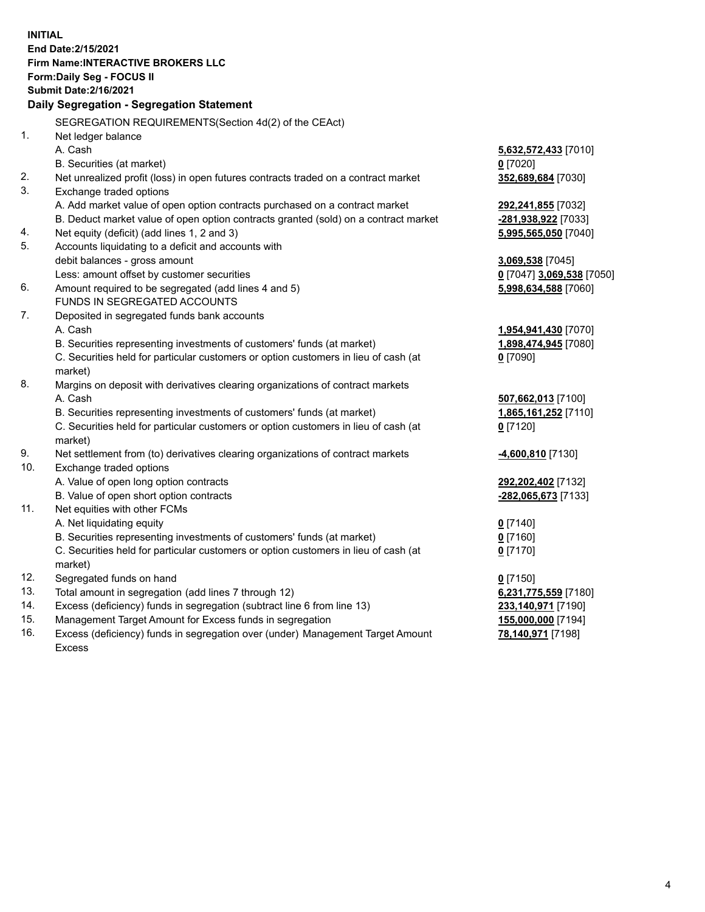**INITIAL**
**End Date:2/15/2021**
**Firm Name:INTERACTIVE BROKERS LLC**
**Form:Daily Seg - FOCUS II**
**Submit Date:2/16/2021**

## Daily Segregation - Segregation Statement

SEGREGATION REQUIREMENTS(Section 4d(2) of the CEAct)

| | | |
|---|---|---|
| 1. | Net ledger balance | |
| | A. Cash | **5,632,572,433** [7010] |
| | B. Securities (at market) | **0** [7020] |
| 2. | Net unrealized profit (loss) in open futures contracts traded on a contract market | **352,689,684** [7030] |
| 3. | Exchange traded options | |
| | A. Add market value of open option contracts purchased on a contract market | **292,241,855** [7032] |
| | B. Deduct market value of open option contracts granted (sold) on a contract market | **-281,938,922** [7033] |
| 4. | Net equity (deficit) (add lines 1, 2 and 3) | **5,995,565,050** [7040] |
| 5. | Accounts liquidating to a deficit and accounts with debit balances - gross amount | **3,069,538** [7045] |
| | Less: amount offset by customer securities | **0** [7047] **3,069,538** [7050] |
| 6. | Amount required to be segregated (add lines 4 and 5) | **5,998,634,588** [7060] |
| | FUNDS IN SEGREGATED ACCOUNTS | |
| 7. | Deposited in segregated funds bank accounts | |
| | A. Cash | **1,954,941,430** [7070] |
| | B. Securities representing investments of customers' funds (at market) | **1,898,474,945** [7080] |
| | C. Securities held for particular customers or option customers in lieu of cash (at market) | **0** [7090] |
| 8. | Margins on deposit with derivatives clearing organizations of contract markets | |
| | A. Cash | **507,662,013** [7100] |
| | B. Securities representing investments of customers' funds (at market) | **1,865,161,252** [7110] |
| | C. Securities held for particular customers or option customers in lieu of cash (at market) | **0** [7120] |
| 9. | Net settlement from (to) derivatives clearing organizations of contract markets | **-4,600,810** [7130] |
| 10. | Exchange traded options | |
| | A. Value of open long option contracts | **292,202,402** [7132] |
| | B. Value of open short option contracts | **-282,065,673** [7133] |
| 11. | Net equities with other FCMs | |
| | A. Net liquidating equity | **0** [7140] |
| | B. Securities representing investments of customers' funds (at market) | **0** [7160] |
| | C. Securities held for particular customers or option customers in lieu of cash (at market) | **0** [7170] |
| 12. | Segregated funds on hand | **0** [7150] |
| 13. | Total amount in segregation (add lines 7 through 12) | **6,231,775,559** [7180] |
| 14. | Excess (deficiency) funds in segregation (subtract line 6 from line 13) | **233,140,971** [7190] |
| 15. | Management Target Amount for Excess funds in segregation | **155,000,000** [7194] |
| 16. | Excess (deficiency) funds in segregation over (under) Management Target Amount Excess | **78,140,971** [7198] |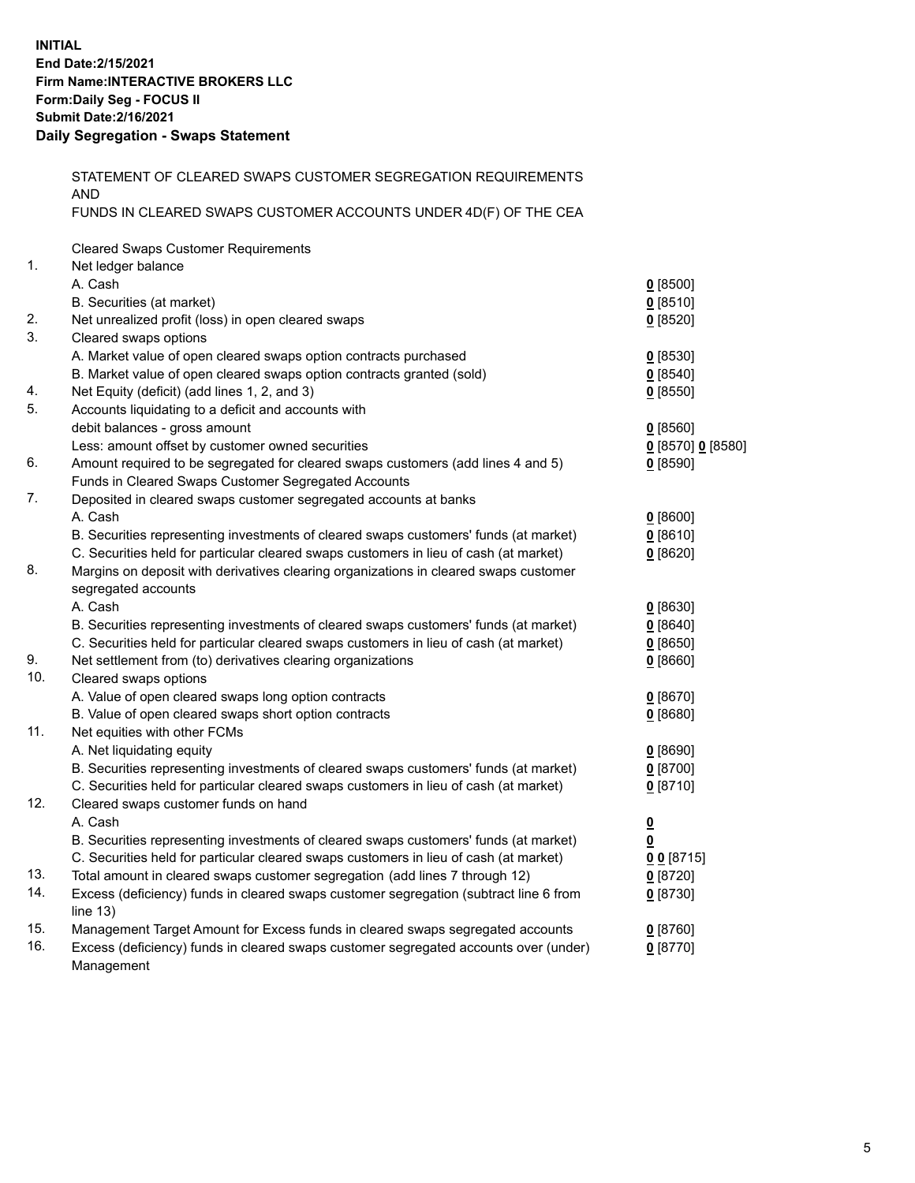**INITIAL**
**End Date:2/15/2021**
**Firm Name:INTERACTIVE BROKERS LLC**
**Form:Daily Seg - FOCUS II**
**Submit Date:2/16/2021**
**Daily Segregation - Swaps Statement**

STATEMENT OF CLEARED SWAPS CUSTOMER SEGREGATION REQUIREMENTS AND FUNDS IN CLEARED SWAPS CUSTOMER ACCOUNTS UNDER 4D(F) OF THE CEA

| | | |
|---|---|---|
| | Cleared Swaps Customer Requirements | |
| 1. | Net ledger balance | |
| | A. Cash | 0 [8500] |
| | B. Securities (at market) | 0 [8510] |
| 2. | Net unrealized profit (loss) in open cleared swaps | 0 [8520] |
| 3. | Cleared swaps options | |
| | A. Market value of open cleared swaps option contracts purchased | 0 [8530] |
| | B. Market value of open cleared swaps option contracts granted (sold) | 0 [8540] |
| 4. | Net Equity (deficit) (add lines 1, 2, and 3) | 0 [8550] |
| 5. | Accounts liquidating to a deficit and accounts with debit balances - gross amount | 0 [8560] |
| | Less: amount offset by customer owned securities | 0 [8570] 0 [8580] |
| 6. | Amount required to be segregated for cleared swaps customers (add lines 4 and 5) | 0 [8590] |
| | Funds in Cleared Swaps Customer Segregated Accounts | |
| 7. | Deposited in cleared swaps customer segregated accounts at banks | |
| | A. Cash | 0 [8600] |
| | B. Securities representing investments of cleared swaps customers' funds (at market) | 0 [8610] |
| | C. Securities held for particular cleared swaps customers in lieu of cash (at market) | 0 [8620] |
| 8. | Margins on deposit with derivatives clearing organizations in cleared swaps customer segregated accounts | |
| | A. Cash | 0 [8630] |
| | B. Securities representing investments of cleared swaps customers' funds (at market) | 0 [8640] |
| | C. Securities held for particular cleared swaps customers in lieu of cash (at market) | 0 [8650] |
| 9. | Net settlement from (to) derivatives clearing organizations | 0 [8660] |
| 10. | Cleared swaps options | |
| | A. Value of open cleared swaps long option contracts | 0 [8670] |
| | B. Value of open cleared swaps short option contracts | 0 [8680] |
| 11. | Net equities with other FCMs | |
| | A. Net liquidating equity | 0 [8690] |
| | B. Securities representing investments of cleared swaps customers' funds (at market) | 0 [8700] |
| | C. Securities held for particular cleared swaps customers in lieu of cash (at market) | 0 [8710] |
| 12. | Cleared swaps customer funds on hand | |
| | A. Cash | 0 |
| | B. Securities representing investments of cleared swaps customers' funds (at market) | 0 |
| | C. Securities held for particular cleared swaps customers in lieu of cash (at market) | 0 0 [8715] |
| 13. | Total amount in cleared swaps customer segregation (add lines 7 through 12) | 0 [8720] |
| 14. | Excess (deficiency) funds in cleared swaps customer segregation (subtract line 6 from line 13) | 0 [8730] |
| 15. | Management Target Amount for Excess funds in cleared swaps segregated accounts | 0 [8760] |
| 16. | Excess (deficiency) funds in cleared swaps customer segregated accounts over (under) Management | 0 [8770] |